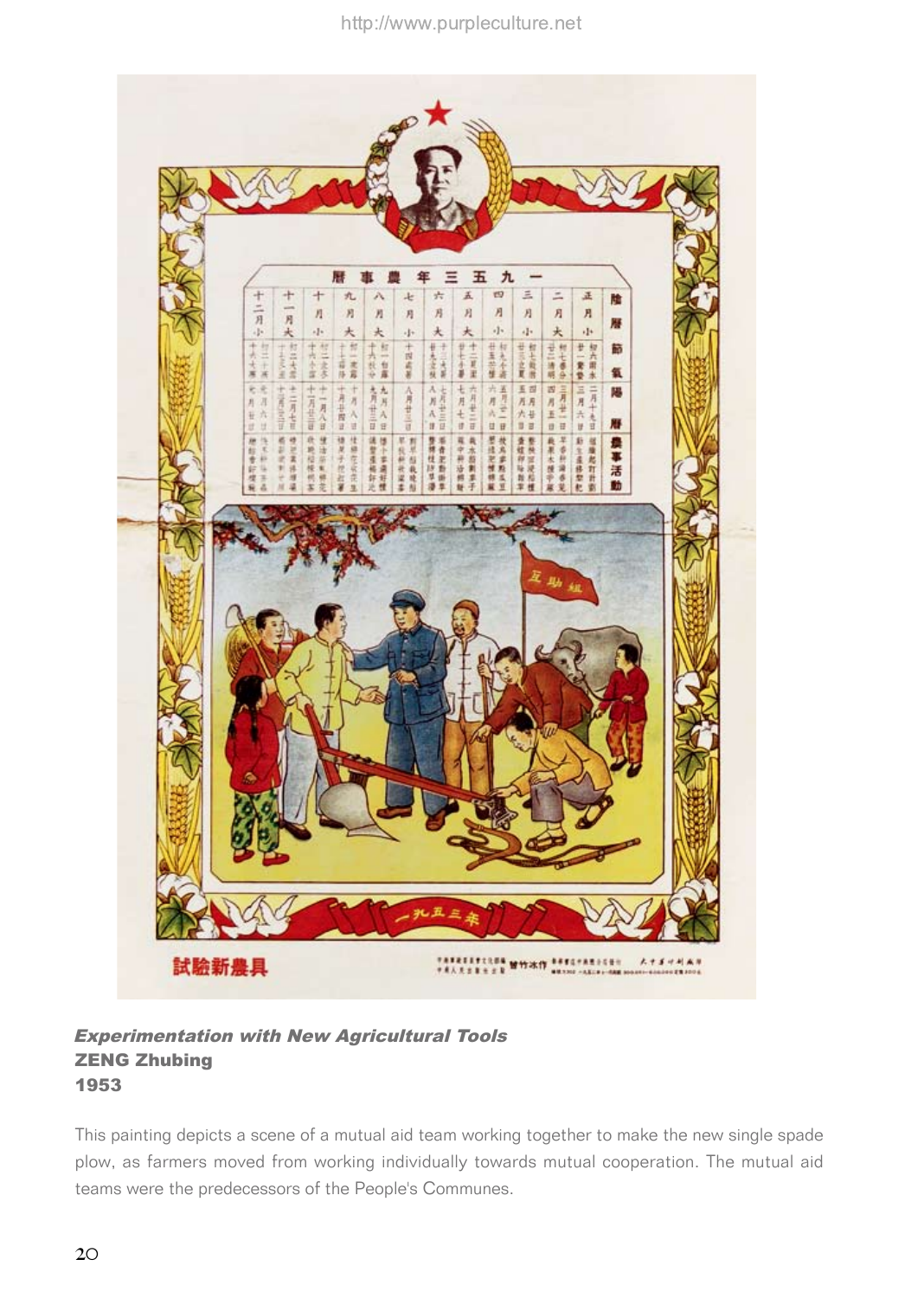***Experimentation with New Agricultural Tools***
**ZENG Zhubing**
**1953**

This painting depicts a scene of a mutual aid team working together to make the new single spade plow, as farmers moved from working individually towards mutual cooperation. The mutual aid teams were the predecessors of the People's Communes.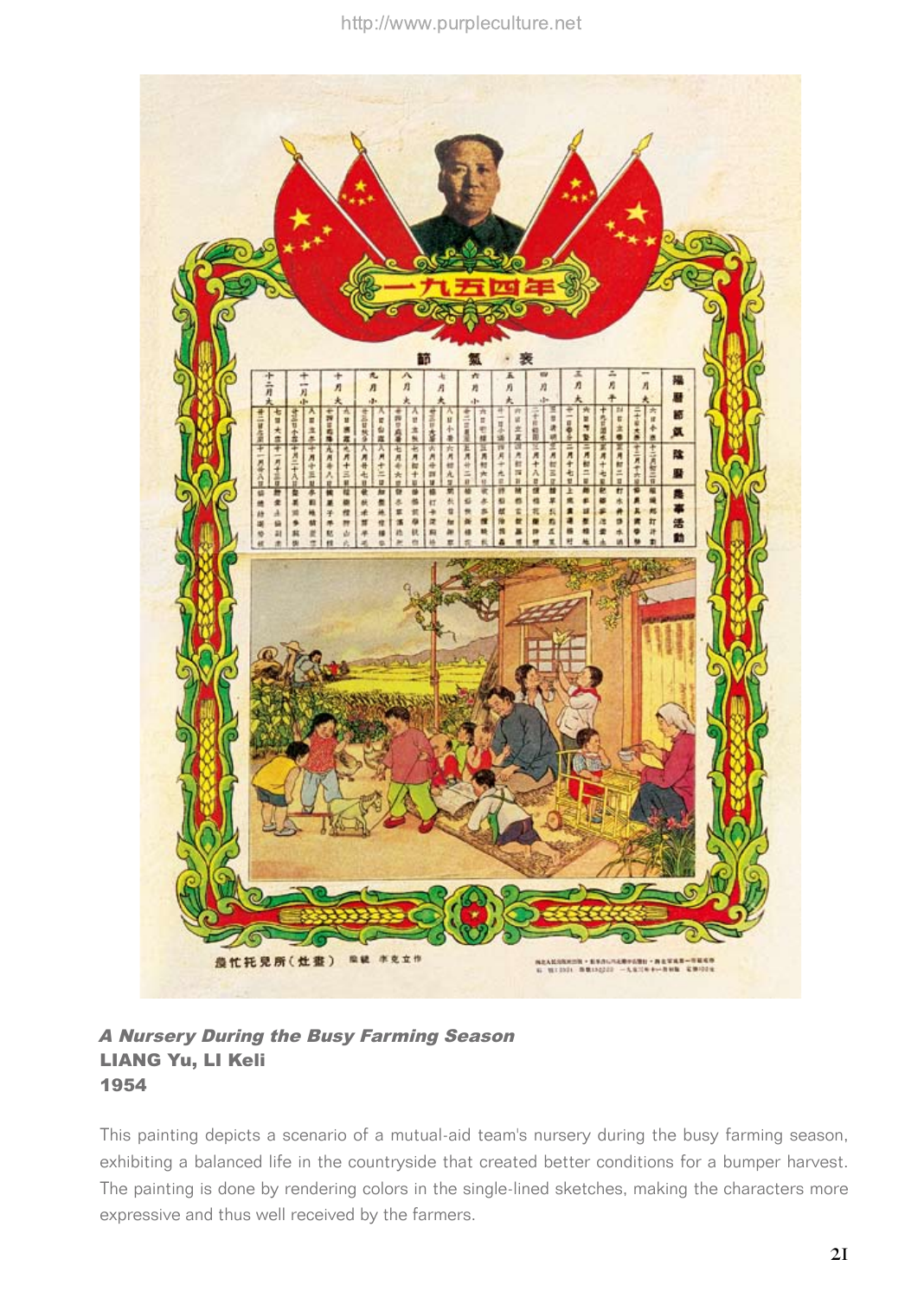***A Nursery During the Busy Farming Season***
**LIANG Yu, LI Keli**
**1954**

This painting depicts a scenario of a mutual-aid team's nursery during the busy farming season, exhibiting a balanced life in the countryside that created better conditions for a bumper harvest. The painting is done by rendering colors in the single-lined sketches, making the characters more expressive and thus well received by the farmers.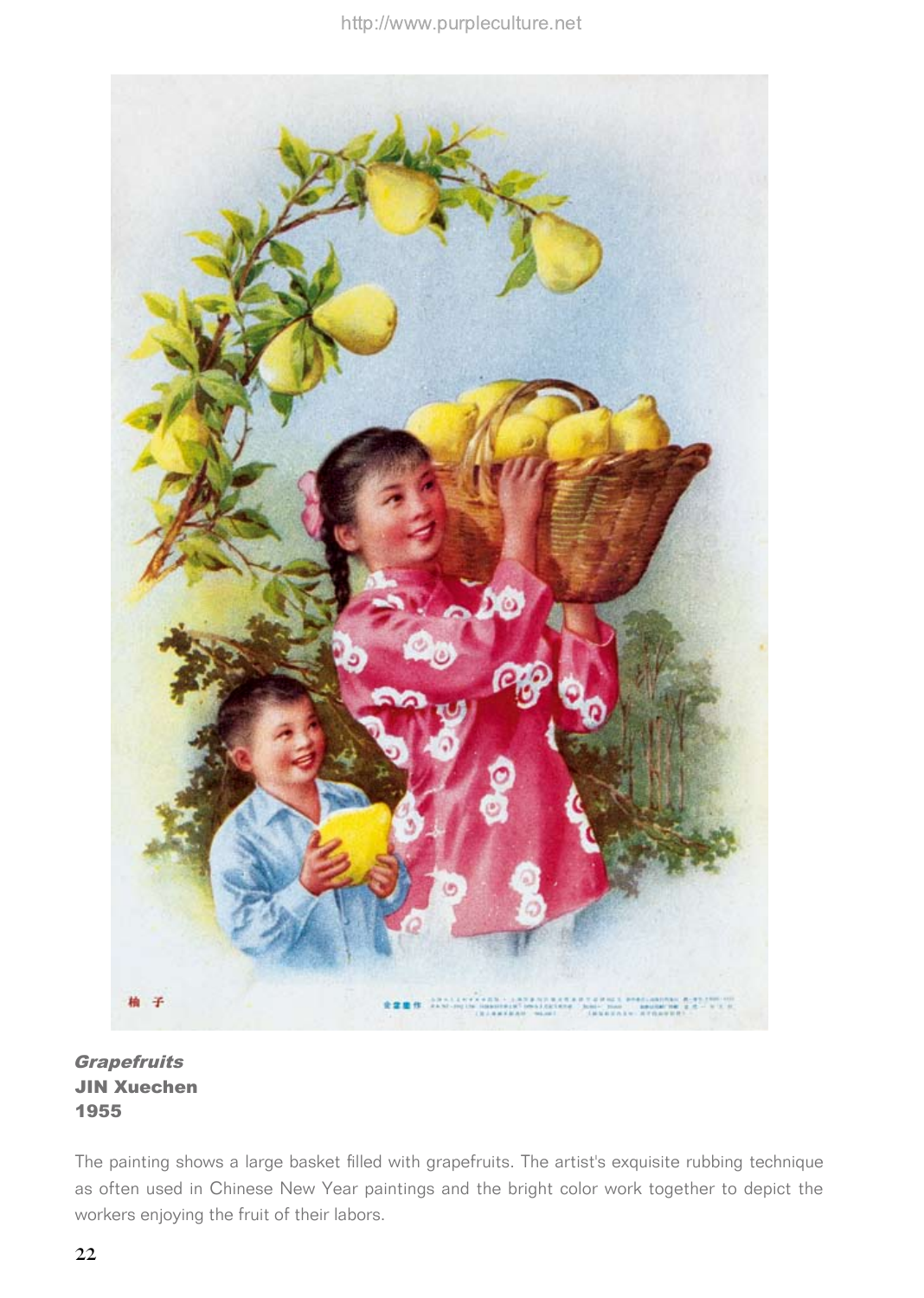***Grapefruits***
**JIN Xuechen**
**1955**

The painting shows a large basket filled with grapefruits. The artist's exquisite rubbing technique as often used in Chinese New Year paintings and the bright color work together to depict the workers enjoying the fruit of their labors.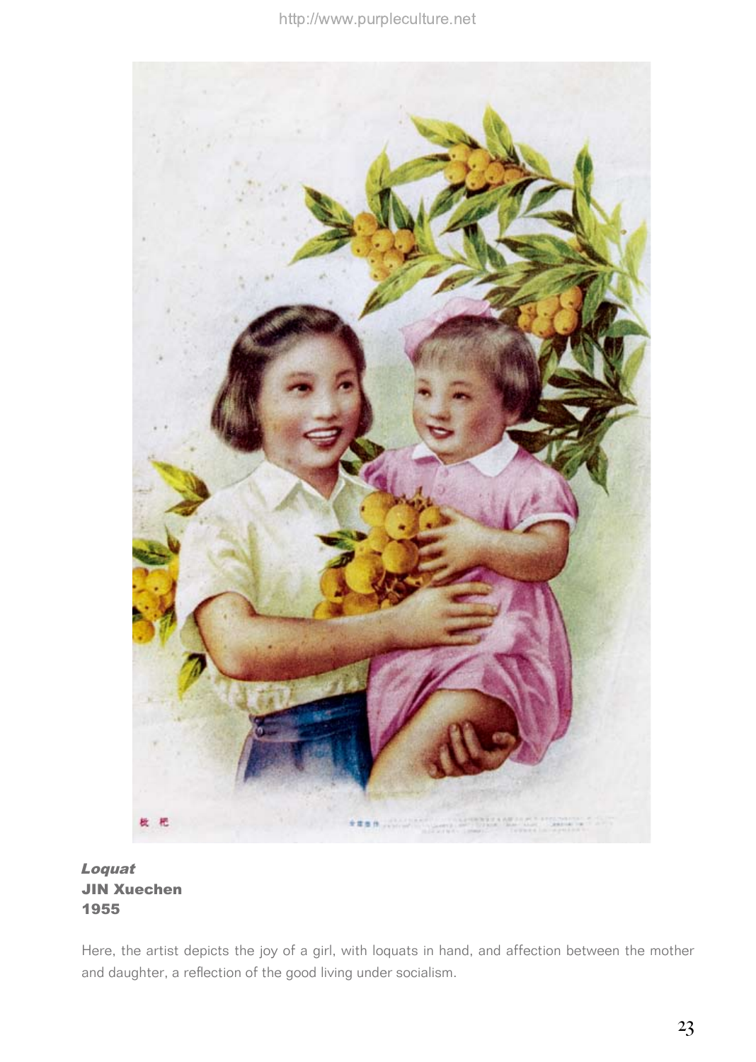***Loquat***
**JIN Xuechen**
**1955**

Here, the artist depicts the joy of a girl, with loquats in hand, and affection between the mother and daughter, a reflection of the good living under socialism.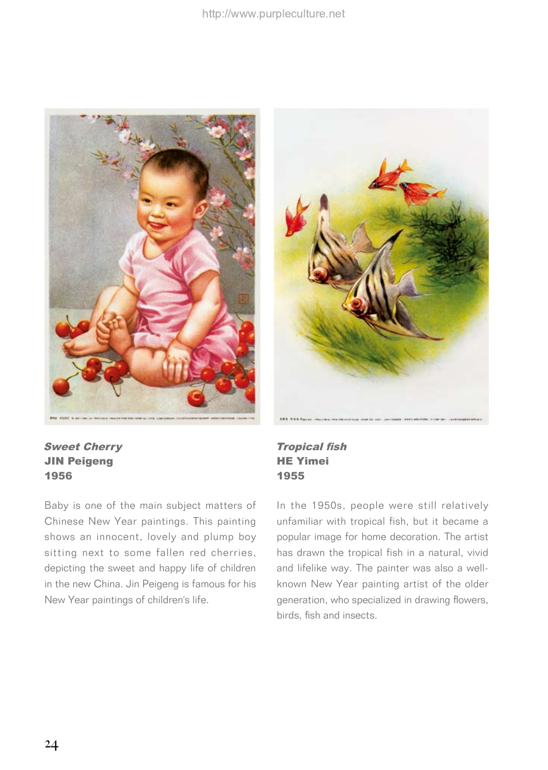***Sweet Cherry***
**JIN Peigeng**
**1956**

Baby is one of the main subject matters of Chinese New Year paintings. This painting shows an innocent, lovely and plump boy sitting next to some fallen red cherries, depicting the sweet and happy life of children in the new China. Jin Peigeng is famous for his New Year paintings of children's life.

***Tropical fish***
**HE Yimei**
**1955**

In the 1950s, people were still relatively unfamiliar with tropical fish, but it became a popular image for home decoration. The artist has drawn the tropical fish in a natural, vivid and lifelike way. The painter was also a well-known New Year painting artist of the older generation, who specialized in drawing flowers, birds, fish and insects.